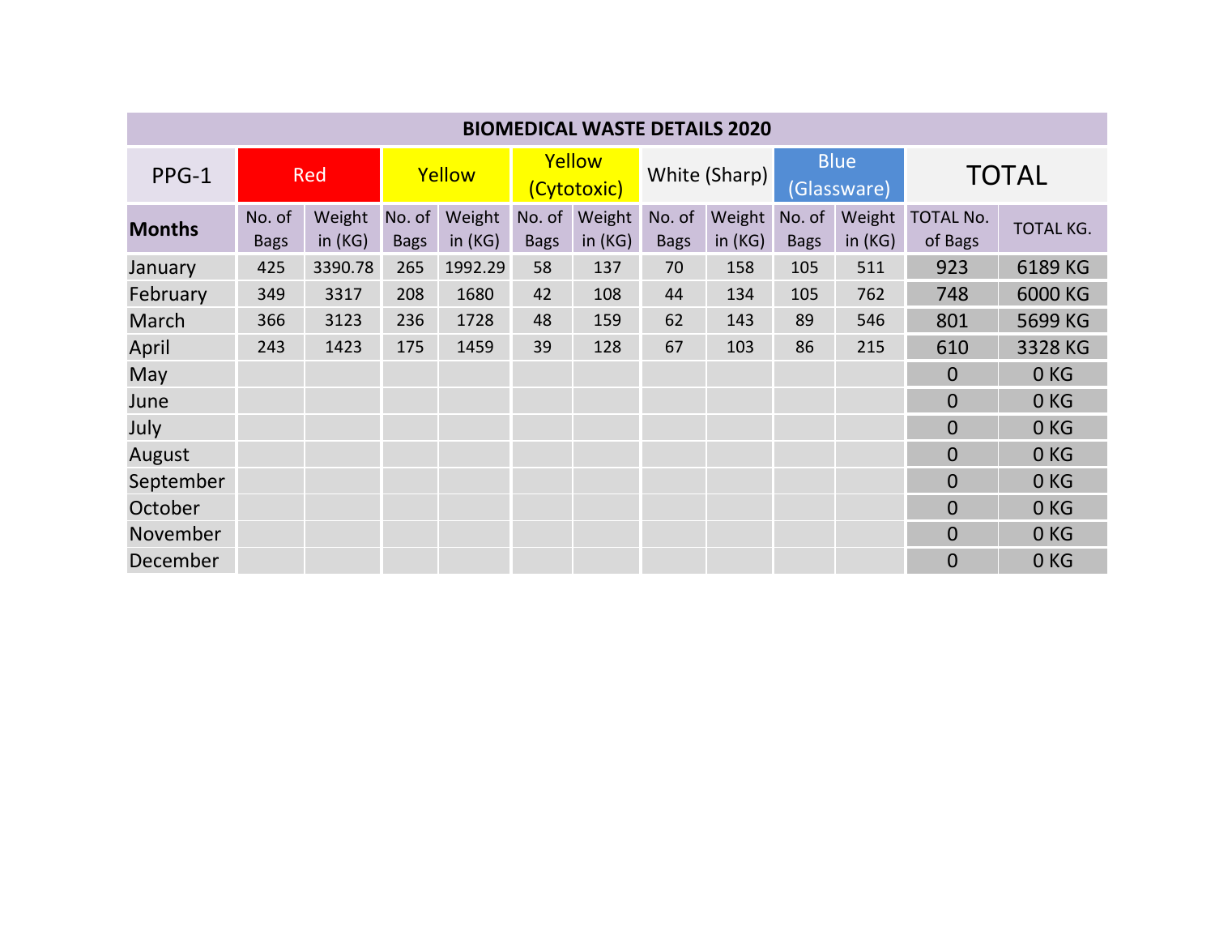## BIOMEDICAL WASTE DETAILS 2020

| PPG-1 | Red | | Yellow | | Yellow (Cytotoxic) | | White (Sharp) | | Blue (Glassware) | | TOTAL | |
|---|---|---|---|---|---|---|---|---|---|---|---|---|
| **Months** | No. of Bags | Weight in (KG) | No. of Bags | Weight in (KG) | No. of Bags | Weight in (KG) | No. of Bags | Weight in (KG) | No. of Bags | Weight in (KG) | TOTAL No. of Bags | TOTAL KG. |
| January | 425 | 3390.78 | 265 | 1992.29 | 58 | 137 | 70 | 158 | 105 | 511 | 923 | 6189 KG |
| February | 349 | 3317 | 208 | 1680 | 42 | 108 | 44 | 134 | 105 | 762 | 748 | 6000 KG |
| March | 366 | 3123 | 236 | 1728 | 48 | 159 | 62 | 143 | 89 | 546 | 801 | 5699 KG |
| April | 243 | 1423 | 175 | 1459 | 39 | 128 | 67 | 103 | 86 | 215 | 610 | 3328 KG |
| May | | | | | | | | | | | 0 | 0 KG |
| June | | | | | | | | | | | 0 | 0 KG |
| July | | | | | | | | | | | 0 | 0 KG |
| August | | | | | | | | | | | 0 | 0 KG |
| September | | | | | | | | | | | 0 | 0 KG |
| October | | | | | | | | | | | 0 | 0 KG |
| November | | | | | | | | | | | 0 | 0 KG |
| December | | | | | | | | | | | 0 | 0 KG |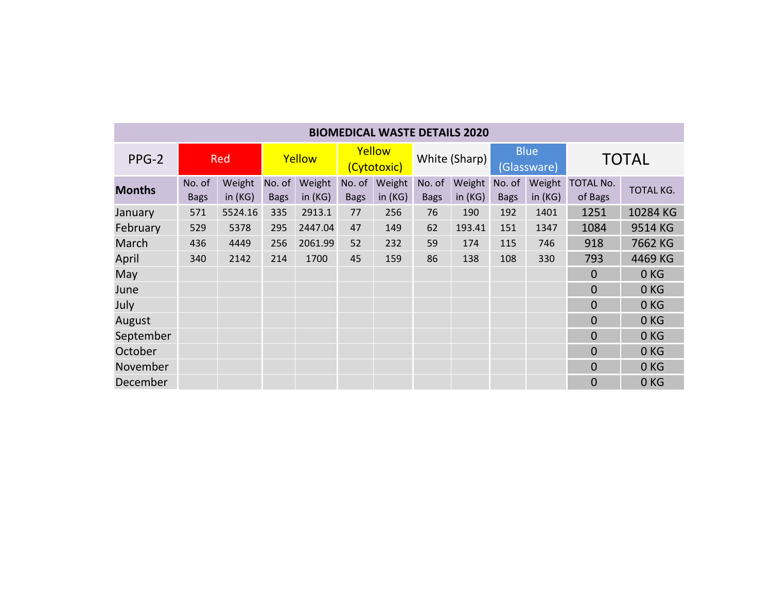| BIOMEDICAL WASTE DETAILS 2020 | | | | | | | | | | | | |
|---|---|---|---|---|---|---|---|---|---|---|---|---|
| PPG-2 | Red | | Yellow | | Yellow (Cytotoxic) | | White (Sharp) | | Blue (Glassware) | | TOTAL | |
| **Months** | No. of Bags | Weight in (KG) | No. of Bags | Weight in (KG) | No. of Bags | Weight in (KG) | No. of Bags | Weight in (KG) | No. of Bags | Weight in (KG) | TOTAL No. of Bags | TOTAL KG. |
| January | 571 | 5524.16 | 335 | 2913.1 | 77 | 256 | 76 | 190 | 192 | 1401 | 1251 | 10284 KG |
| February | 529 | 5378 | 295 | 2447.04 | 47 | 149 | 62 | 193.41 | 151 | 1347 | 1084 | 9514 KG |
| March | 436 | 4449 | 256 | 2061.99 | 52 | 232 | 59 | 174 | 115 | 746 | 918 | 7662 KG |
| April | 340 | 2142 | 214 | 1700 | 45 | 159 | 86 | 138 | 108 | 330 | 793 | 4469 KG |
| May | | | | | | | | | | | 0 | 0 KG |
| June | | | | | | | | | | | 0 | 0 KG |
| July | | | | | | | | | | | 0 | 0 KG |
| August | | | | | | | | | | | 0 | 0 KG |
| September | | | | | | | | | | | 0 | 0 KG |
| October | | | | | | | | | | | 0 | 0 KG |
| November | | | | | | | | | | | 0 | 0 KG |
| December | | | | | | | | | | | 0 | 0 KG |